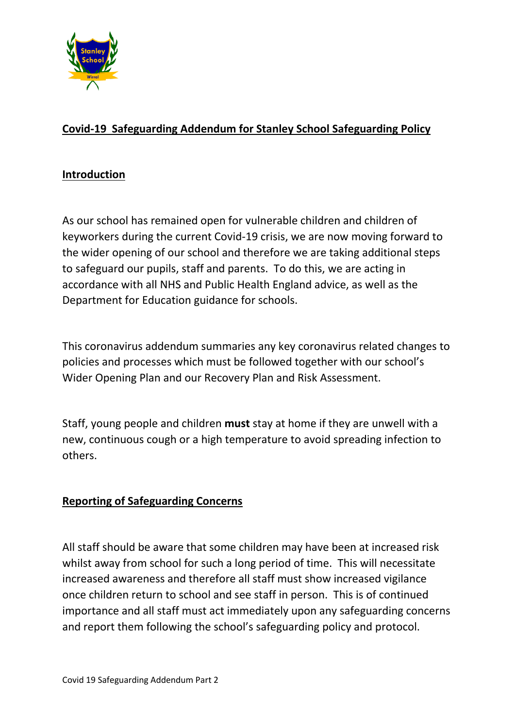## Covid-19 Safeguarding Addendum for Stanley School Safeguarding Policy

### Introduction

As our school has remained open for vulnerable children and children of keyworkers during the current Covid-19 crisis, we are now moving forward to the wider opening of our school and therefore we are taking additional steps to safeguard our pupils, staff and parents. To do this, we are acting in accordance with all NHS and Public Health England advice, as well as the Department for Education guidance for schools.

This coronavirus addendum summaries any key coronavirus related changes to policies and processes which must be followed together with our school's Wider Opening Plan and our Recovery Plan and Risk Assessment.

Staff, young people and children **must** stay at home if they are unwell with a new, continuous cough or a high temperature to avoid spreading infection to others.

### Reporting of Safeguarding Concerns

All staff should be aware that some children may have been at increased risk whilst away from school for such a long period of time. This will necessitate increased awareness and therefore all staff must show increased vigilance once children return to school and see staff in person. This is of continued importance and all staff must act immediately upon any safeguarding concerns and report them following the school's safeguarding policy and protocol.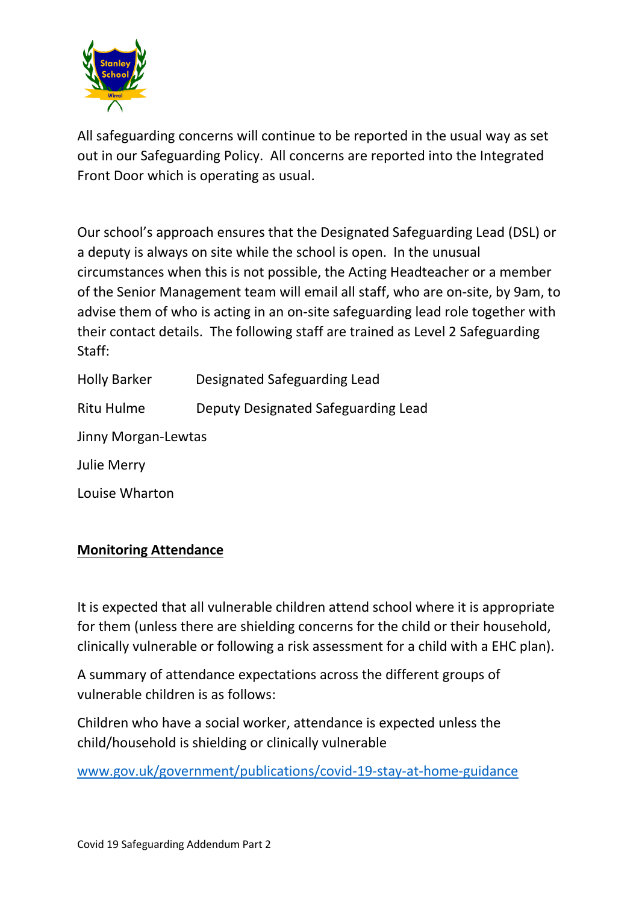All safeguarding concerns will continue to be reported in the usual way as set out in our Safeguarding Policy. All concerns are reported into the Integrated Front Door which is operating as usual.

Our school's approach ensures that the Designated Safeguarding Lead (DSL) or a deputy is always on site while the school is open. In the unusual circumstances when this is not possible, the Acting Headteacher or a member of the Senior Management team will email all staff, who are on-site, by 9am, to advise them of who is acting in an on-site safeguarding lead role together with their contact details. The following staff are trained as Level 2 Safeguarding Staff:

Holly Barker Designated Safeguarding Lead

Ritu Hulme Deputy Designated Safeguarding Lead

Jinny Morgan-Lewtas

Julie Merry

Louise Wharton

**Monitoring Attendance**

It is expected that all vulnerable children attend school where it is appropriate for them (unless there are shielding concerns for the child or their household, clinically vulnerable or following a risk assessment for a child with a EHC plan).

A summary of attendance expectations across the different groups of vulnerable children is as follows:

Children who have a social worker, attendance is expected unless the child/household is shielding or clinically vulnerable

www.gov.uk/government/publications/covid-19-stay-at-home-guidance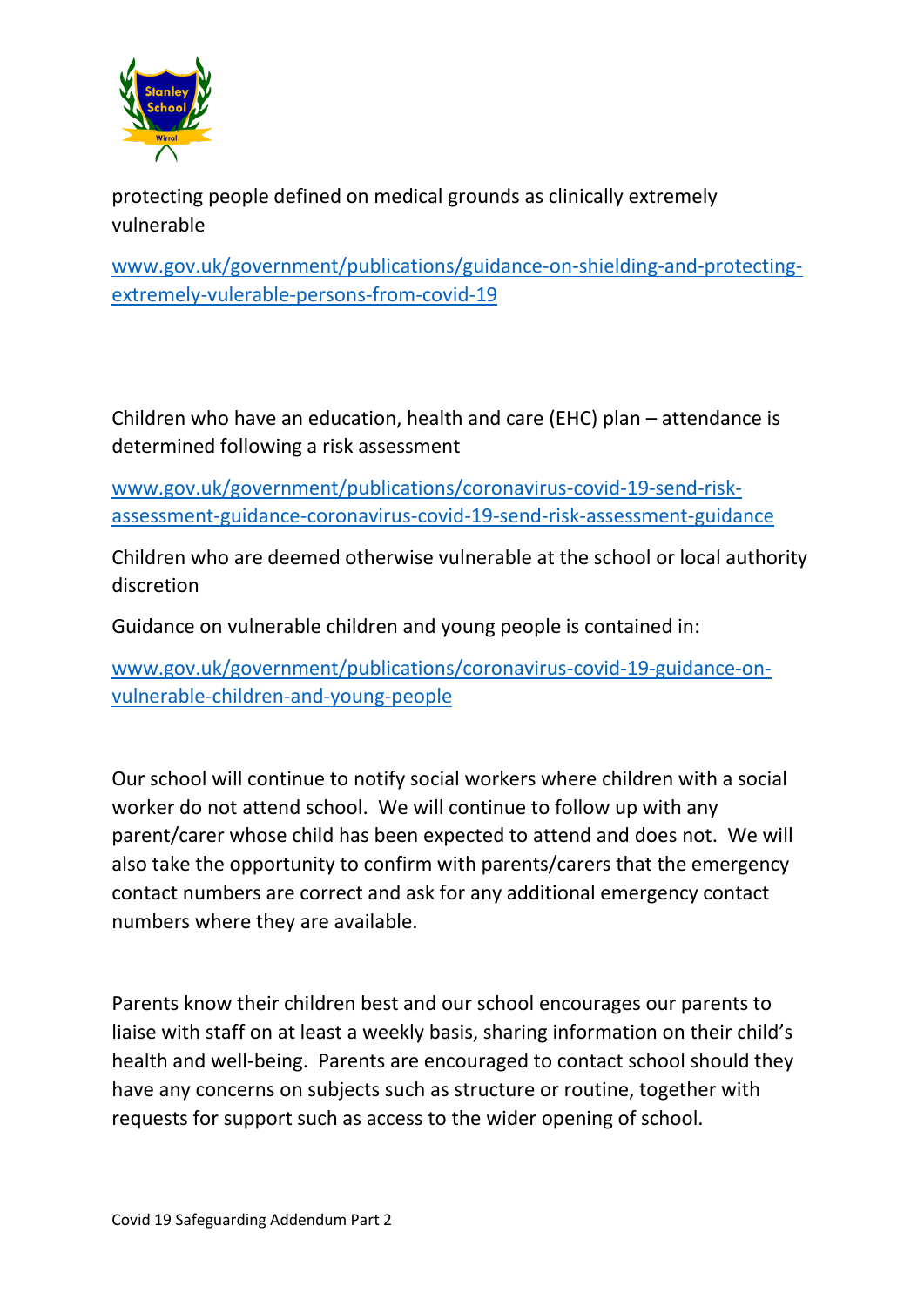protecting people defined on medical grounds as clinically extremely vulnerable

[www.gov.uk/government/publications/guidance-on-shielding-and-protecting-extremely-vulerable-persons-from-covid-19](www.gov.uk/government/publications/guidance-on-shielding-and-protecting-extremely-vulerable-persons-from-covid-19)

Children who have an education, health and care (EHC) plan – attendance is determined following a risk assessment

[www.gov.uk/government/publications/coronavirus-covid-19-send-risk-assessment-guidance-coronavirus-covid-19-send-risk-assessment-guidance](www.gov.uk/government/publications/coronavirus-covid-19-send-risk-assessment-guidance-coronavirus-covid-19-send-risk-assessment-guidance)

Children who are deemed otherwise vulnerable at the school or local authority discretion

Guidance on vulnerable children and young people is contained in:

[www.gov.uk/government/publications/coronavirus-covid-19-guidance-on-vulnerable-children-and-young-people](www.gov.uk/government/publications/coronavirus-covid-19-guidance-on-vulnerable-children-and-young-people)

Our school will continue to notify social workers where children with a social worker do not attend school. We will continue to follow up with any parent/carer whose child has been expected to attend and does not. We will also take the opportunity to confirm with parents/carers that the emergency contact numbers are correct and ask for any additional emergency contact numbers where they are available.

Parents know their children best and our school encourages our parents to liaise with staff on at least a weekly basis, sharing information on their child's health and well-being. Parents are encouraged to contact school should they have any concerns on subjects such as structure or routine, together with requests for support such as access to the wider opening of school.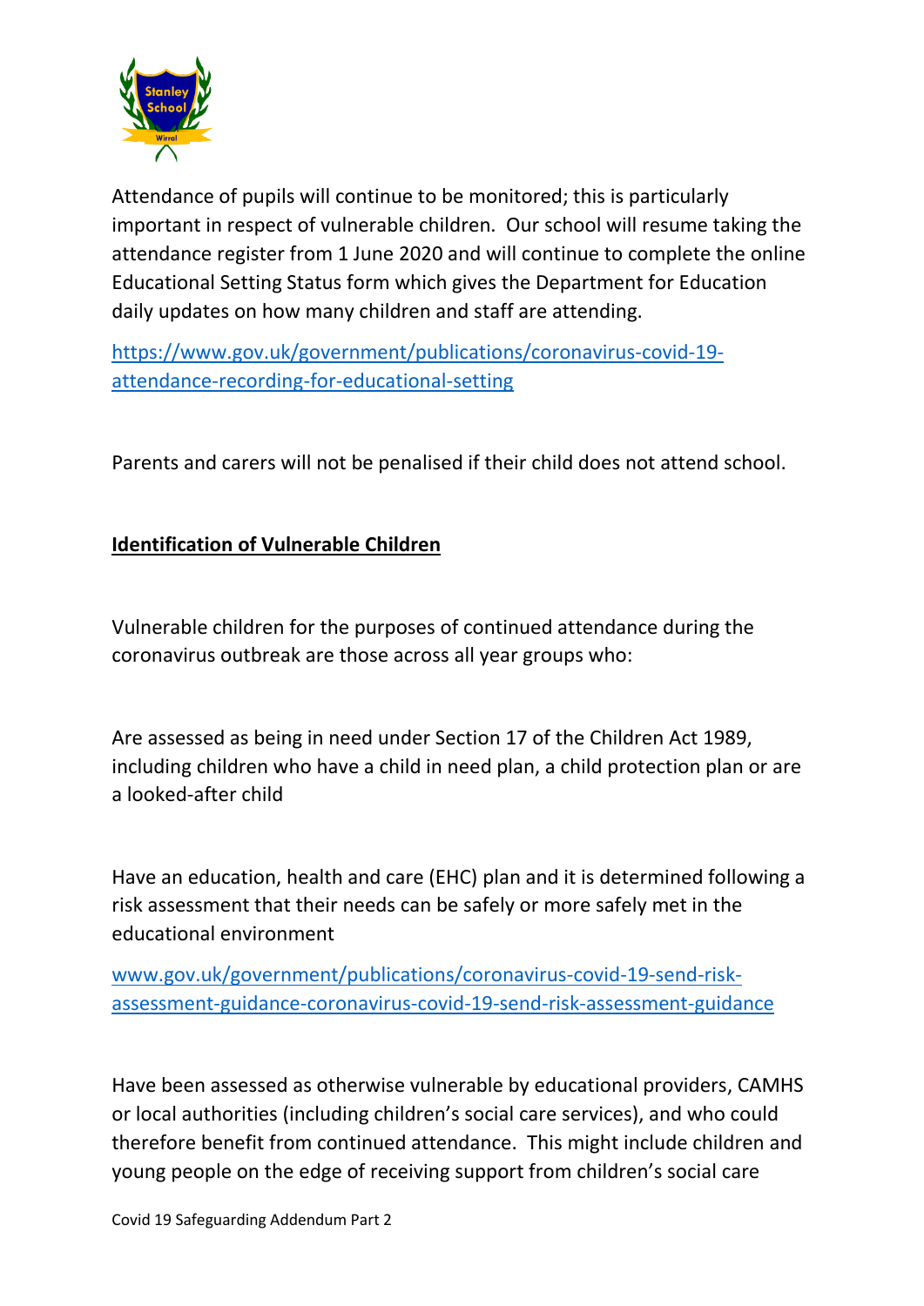Attendance of pupils will continue to be monitored; this is particularly important in respect of vulnerable children. Our school will resume taking the attendance register from 1 June 2020 and will continue to complete the online Educational Setting Status form which gives the Department for Education daily updates on how many children and staff are attending.

https://www.gov.uk/government/publications/coronavirus-covid-19-attendance-recording-for-educational-setting

Parents and carers will not be penalised if their child does not attend school.

**Identification of Vulnerable Children**

Vulnerable children for the purposes of continued attendance during the coronavirus outbreak are those across all year groups who:

Are assessed as being in need under Section 17 of the Children Act 1989, including children who have a child in need plan, a child protection plan or are a looked-after child

Have an education, health and care (EHC) plan and it is determined following a risk assessment that their needs can be safely or more safely met in the educational environment

www.gov.uk/government/publications/coronavirus-covid-19-send-risk-assessment-guidance-coronavirus-covid-19-send-risk-assessment-guidance

Have been assessed as otherwise vulnerable by educational providers, CAMHS or local authorities (including children's social care services), and who could therefore benefit from continued attendance. This might include children and young people on the edge of receiving support from children's social care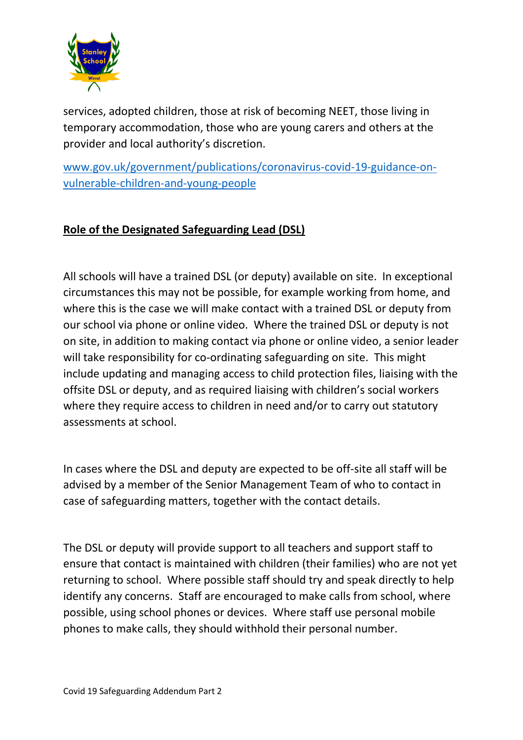services, adopted children, those at risk of becoming NEET, those living in temporary accommodation, those who are young carers and others at the provider and local authority's discretion.

[www.gov.uk/government/publications/coronavirus-covid-19-guidance-on-vulnerable-children-and-young-people](www.gov.uk/government/publications/coronavirus-covid-19-guidance-on-vulnerable-children-and-young-people)

## **Role of the Designated Safeguarding Lead (DSL)**

All schools will have a trained DSL (or deputy) available on site. In exceptional circumstances this may not be possible, for example working from home, and where this is the case we will make contact with a trained DSL or deputy from our school via phone or online video. Where the trained DSL or deputy is not on site, in addition to making contact via phone or online video, a senior leader will take responsibility for co-ordinating safeguarding on site. This might include updating and managing access to child protection files, liaising with the offsite DSL or deputy, and as required liaising with children's social workers where they require access to children in need and/or to carry out statutory assessments at school.

In cases where the DSL and deputy are expected to be off-site all staff will be advised by a member of the Senior Management Team of who to contact in case of safeguarding matters, together with the contact details.

The DSL or deputy will provide support to all teachers and support staff to ensure that contact is maintained with children (their families) who are not yet returning to school. Where possible staff should try and speak directly to help identify any concerns. Staff are encouraged to make calls from school, where possible, using school phones or devices. Where staff use personal mobile phones to make calls, they should withhold their personal number.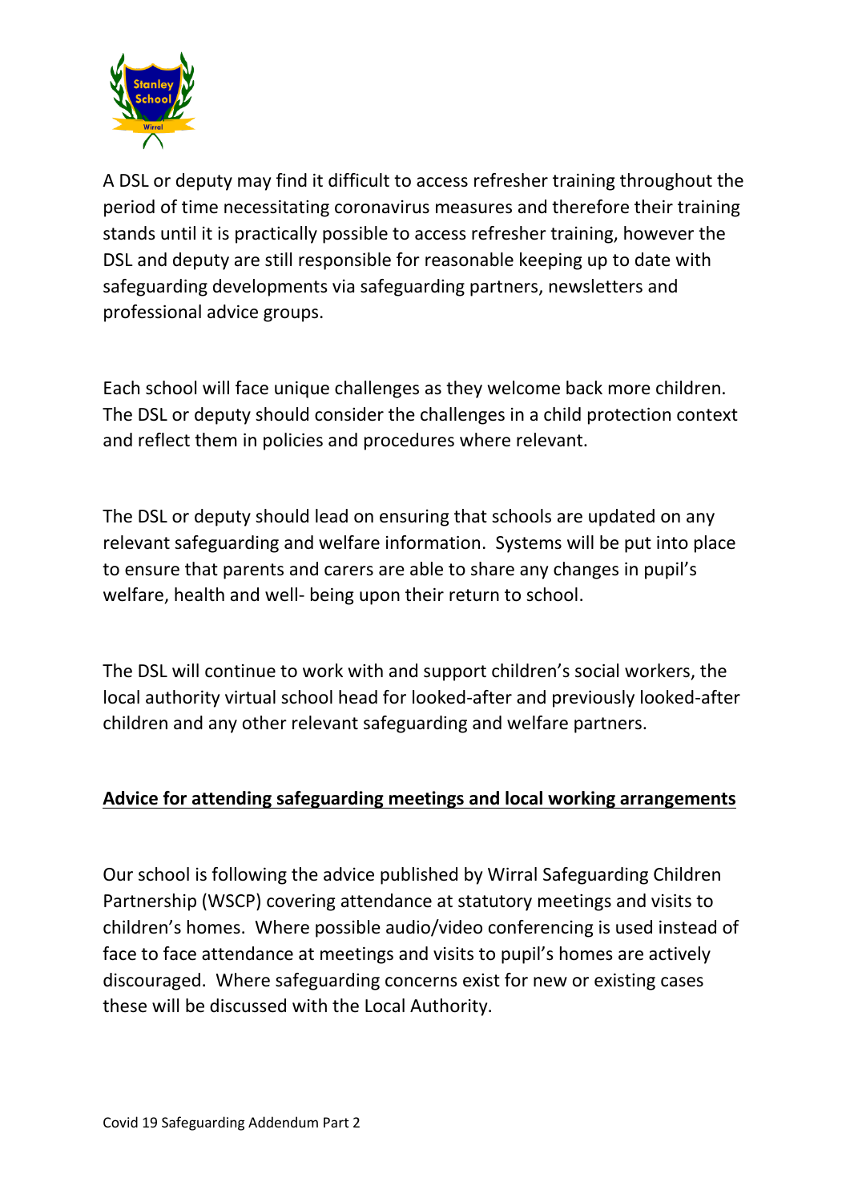A DSL or deputy may find it difficult to access refresher training throughout the period of time necessitating coronavirus measures and therefore their training stands until it is practically possible to access refresher training, however the DSL and deputy are still responsible for reasonable keeping up to date with safeguarding developments via safeguarding partners, newsletters and professional advice groups.

Each school will face unique challenges as they welcome back more children. The DSL or deputy should consider the challenges in a child protection context and reflect them in policies and procedures where relevant.

The DSL or deputy should lead on ensuring that schools are updated on any relevant safeguarding and welfare information. Systems will be put into place to ensure that parents and carers are able to share any changes in pupil's welfare, health and well- being upon their return to school.

The DSL will continue to work with and support children's social workers, the local authority virtual school head for looked-after and previously looked-after children and any other relevant safeguarding and welfare partners.

**Advice for attending safeguarding meetings and local working arrangements**

Our school is following the advice published by Wirral Safeguarding Children Partnership (WSCP) covering attendance at statutory meetings and visits to children's homes. Where possible audio/video conferencing is used instead of face to face attendance at meetings and visits to pupil's homes are actively discouraged. Where safeguarding concerns exist for new or existing cases these will be discussed with the Local Authority.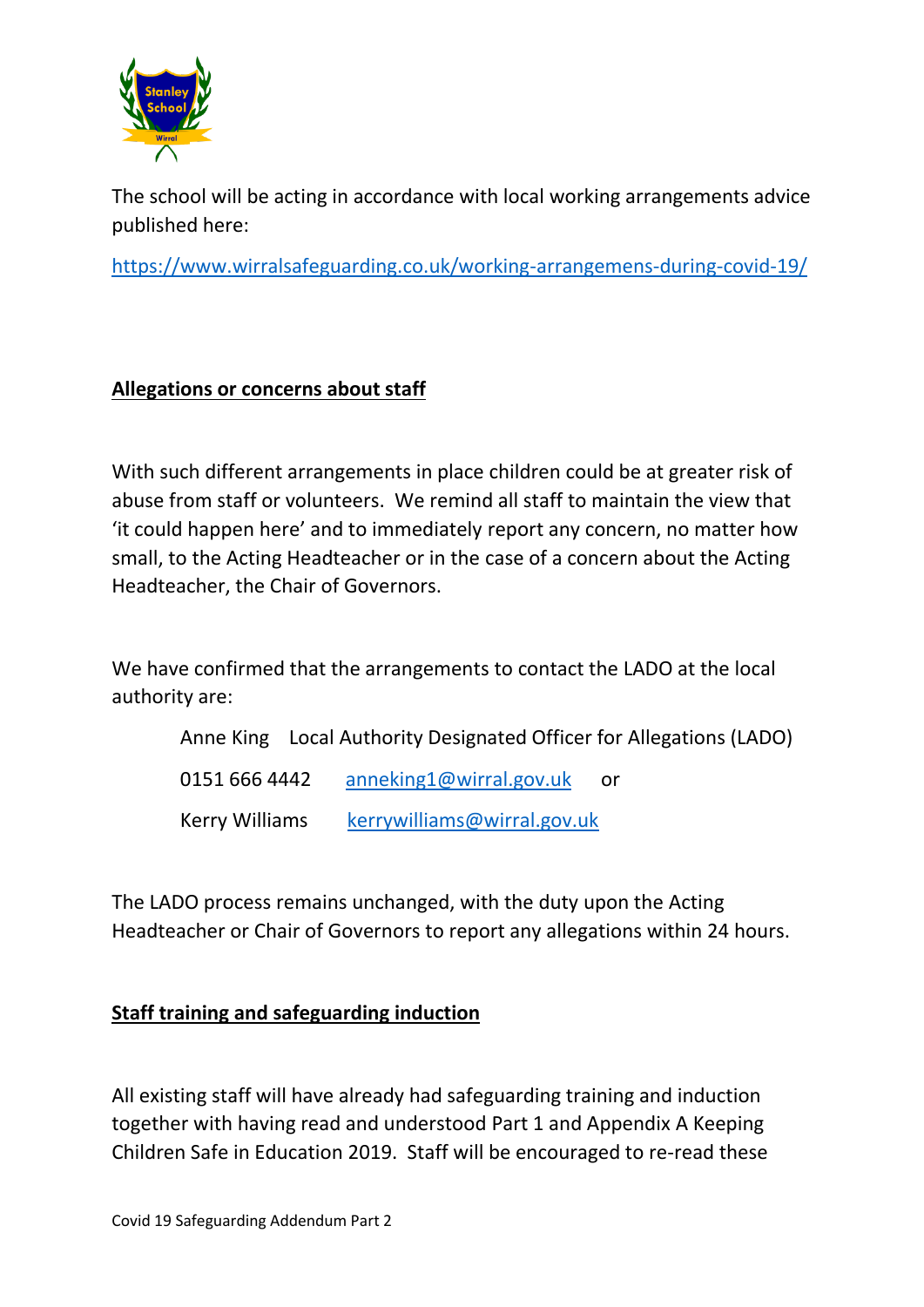The school will be acting in accordance with local working arrangements advice published here:

https://www.wirralsafeguarding.co.uk/working-arrangemens-during-covid-19/

**Allegations or concerns about staff**

With such different arrangements in place children could be at greater risk of abuse from staff or volunteers. We remind all staff to maintain the view that 'it could happen here' and to immediately report any concern, no matter how small, to the Acting Headteacher or in the case of a concern about the Acting Headteacher, the Chair of Governors.

We have confirmed that the arrangements to contact the LADO at the local authority are:

Anne King Local Authority Designated Officer for Allegations (LADO)

0151 666 4442 anneking1@wirral.gov.uk or

Kerry Williams kerrywilliams@wirral.gov.uk

The LADO process remains unchanged, with the duty upon the Acting Headteacher or Chair of Governors to report any allegations within 24 hours.

**Staff training and safeguarding induction**

All existing staff will have already had safeguarding training and induction together with having read and understood Part 1 and Appendix A Keeping Children Safe in Education 2019. Staff will be encouraged to re-read these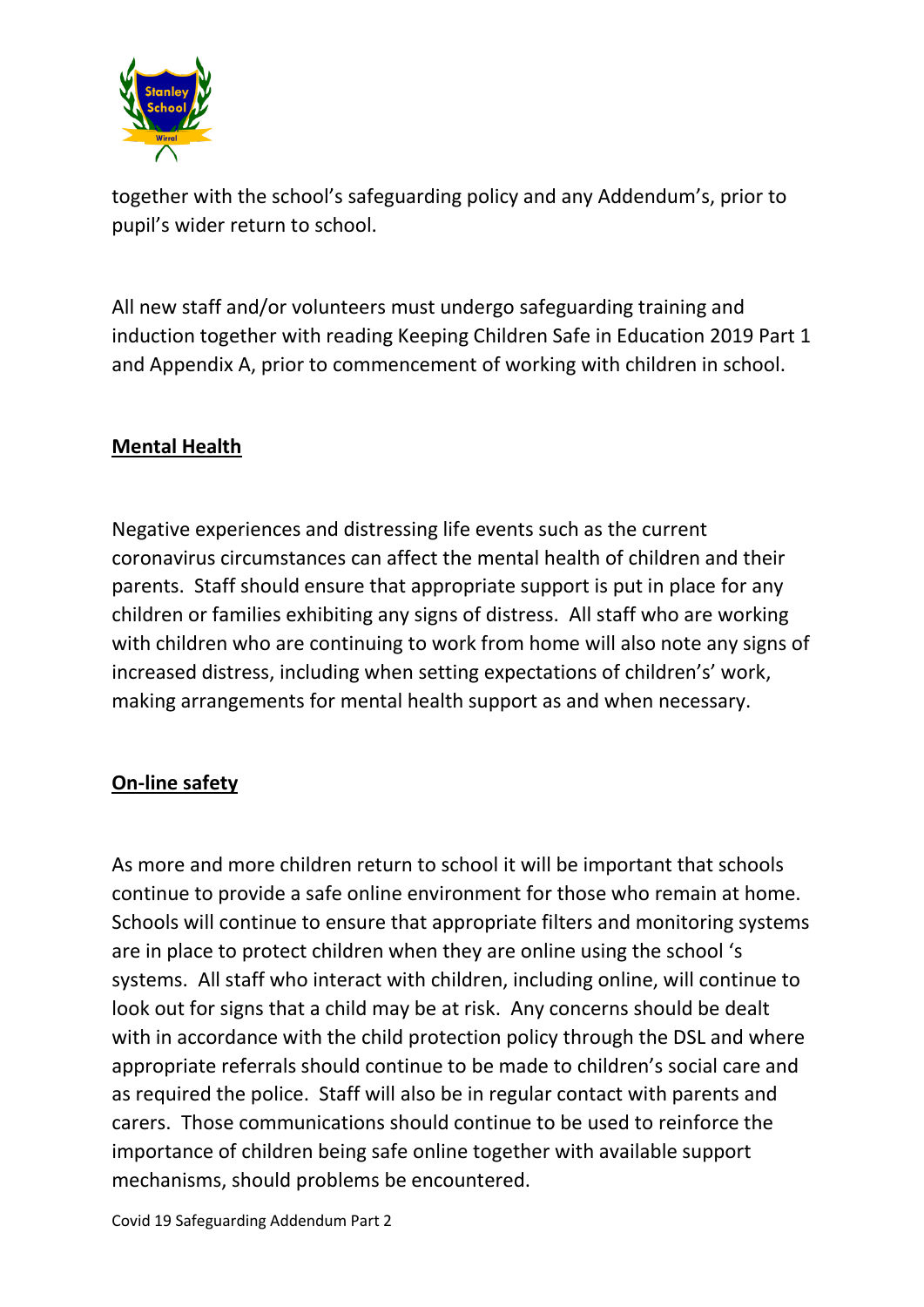together with the school's safeguarding policy and any Addendum's, prior to pupil's wider return to school.

All new staff and/or volunteers must undergo safeguarding training and induction together with reading Keeping Children Safe in Education 2019 Part 1 and Appendix A, prior to commencement of working with children in school.

## Mental Health

Negative experiences and distressing life events such as the current coronavirus circumstances can affect the mental health of children and their parents. Staff should ensure that appropriate support is put in place for any children or families exhibiting any signs of distress. All staff who are working with children who are continuing to work from home will also note any signs of increased distress, including when setting expectations of children's' work, making arrangements for mental health support as and when necessary.

## On-line safety

As more and more children return to school it will be important that schools continue to provide a safe online environment for those who remain at home. Schools will continue to ensure that appropriate filters and monitoring systems are in place to protect children when they are online using the school 's systems. All staff who interact with children, including online, will continue to look out for signs that a child may be at risk. Any concerns should be dealt with in accordance with the child protection policy through the DSL and where appropriate referrals should continue to be made to children's social care and as required the police. Staff will also be in regular contact with parents and carers. Those communications should continue to be used to reinforce the importance of children being safe online together with available support mechanisms, should problems be encountered.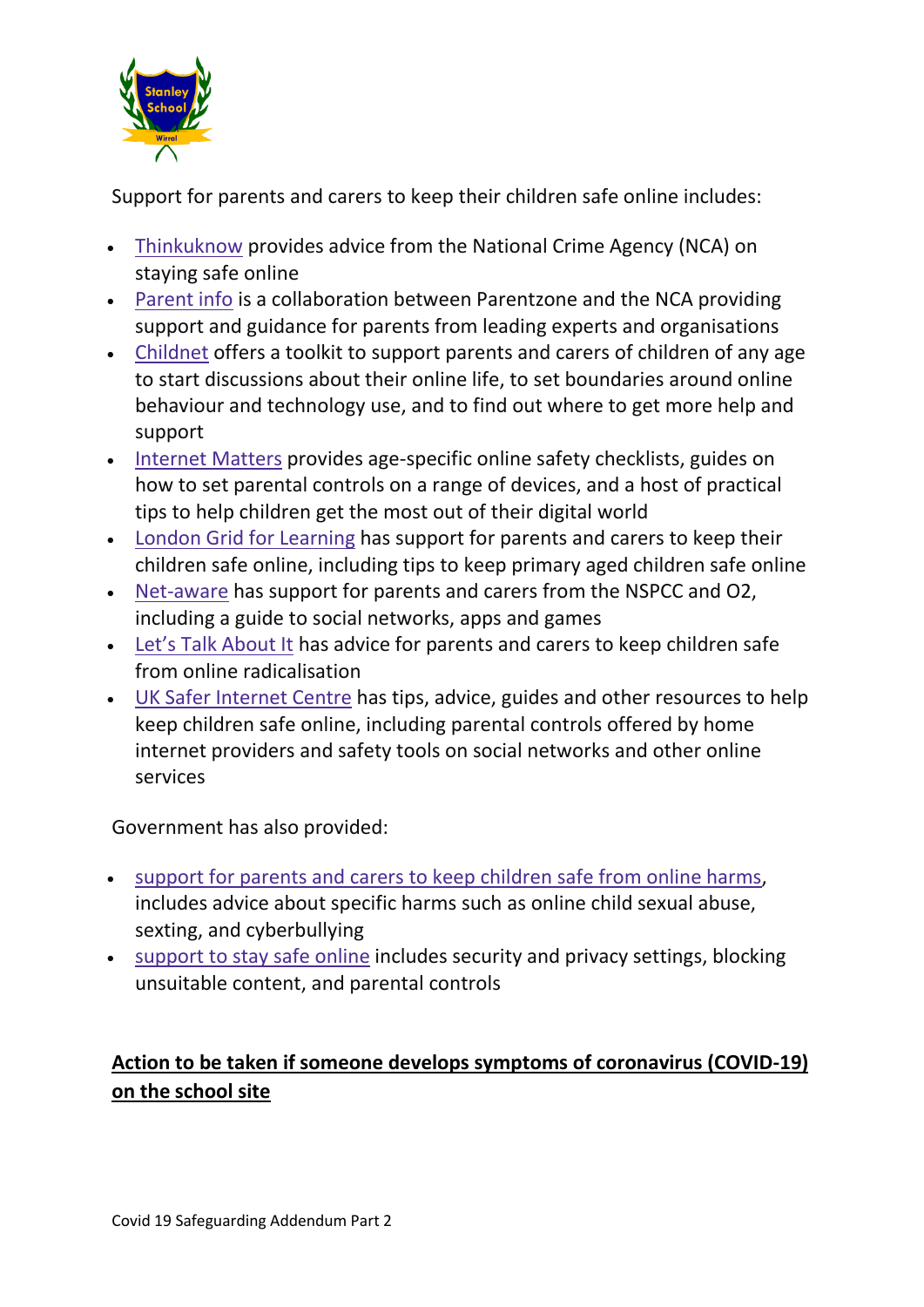Support for parents and carers to keep their children safe online includes:

- Thinkuknow provides advice from the National Crime Agency (NCA) on staying safe online
- Parent info is a collaboration between Parentzone and the NCA providing support and guidance for parents from leading experts and organisations
- Childnet offers a toolkit to support parents and carers of children of any age to start discussions about their online life, to set boundaries around online behaviour and technology use, and to find out where to get more help and support
- Internet Matters provides age-specific online safety checklists, guides on how to set parental controls on a range of devices, and a host of practical tips to help children get the most out of their digital world
- London Grid for Learning has support for parents and carers to keep their children safe online, including tips to keep primary aged children safe online
- Net-aware has support for parents and carers from the NSPCC and O2, including a guide to social networks, apps and games
- Let's Talk About It has advice for parents and carers to keep children safe from online radicalisation
- UK Safer Internet Centre has tips, advice, guides and other resources to help keep children safe online, including parental controls offered by home internet providers and safety tools on social networks and other online services

Government has also provided:

- support for parents and carers to keep children safe from online harms, includes advice about specific harms such as online child sexual abuse, sexting, and cyberbullying
- support to stay safe online includes security and privacy settings, blocking unsuitable content, and parental controls

**<u>Action to be taken if someone develops symptoms of coronavirus (COVID-19) on the school site</u>**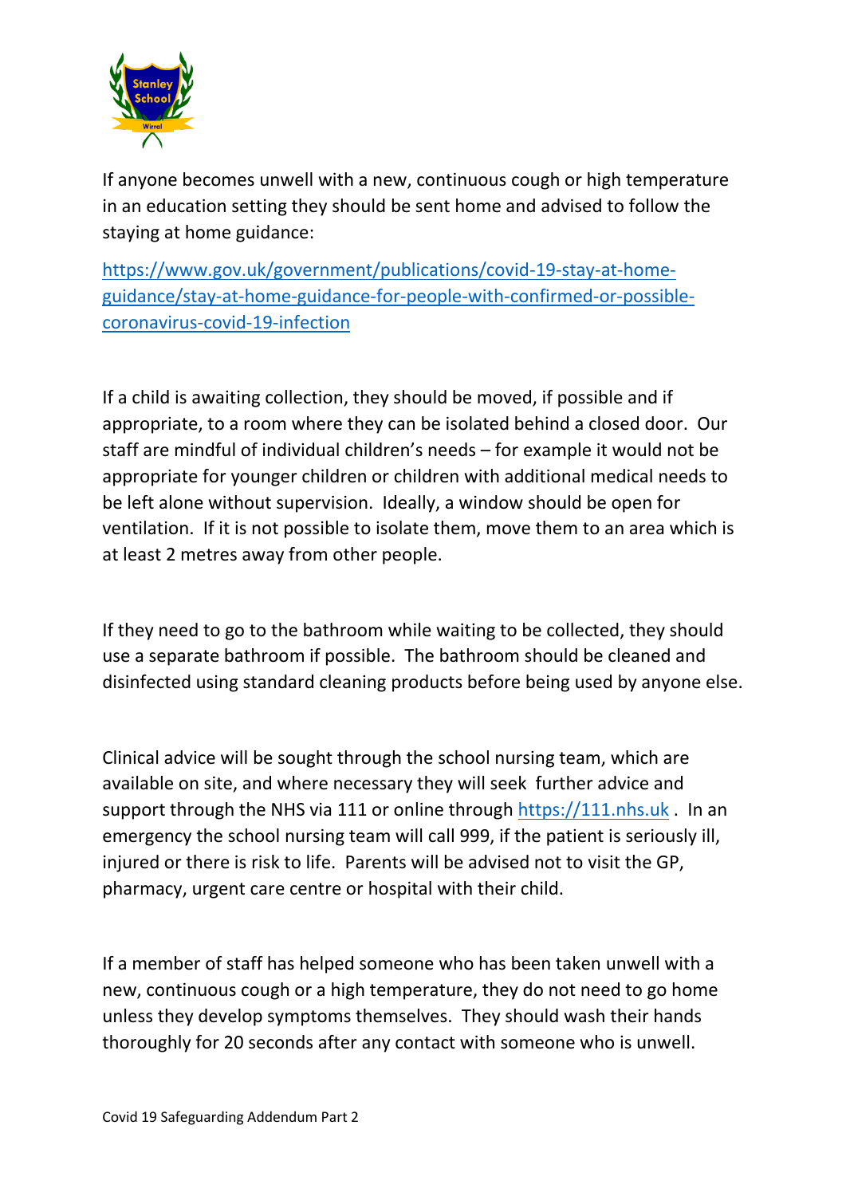If anyone becomes unwell with a new, continuous cough or high temperature in an education setting they should be sent home and advised to follow the staying at home guidance:

https://www.gov.uk/government/publications/covid-19-stay-at-home-guidance/stay-at-home-guidance-for-people-with-confirmed-or-possible-coronavirus-covid-19-infection

If a child is awaiting collection, they should be moved, if possible and if appropriate, to a room where they can be isolated behind a closed door. Our staff are mindful of individual children's needs – for example it would not be appropriate for younger children or children with additional medical needs to be left alone without supervision. Ideally, a window should be open for ventilation. If it is not possible to isolate them, move them to an area which is at least 2 metres away from other people.

If they need to go to the bathroom while waiting to be collected, they should use a separate bathroom if possible. The bathroom should be cleaned and disinfected using standard cleaning products before being used by anyone else.

Clinical advice will be sought through the school nursing team, which are available on site, and where necessary they will seek further advice and support through the NHS via 111 or online through https://111.nhs.uk . In an emergency the school nursing team will call 999, if the patient is seriously ill, injured or there is risk to life. Parents will be advised not to visit the GP, pharmacy, urgent care centre or hospital with their child.

If a member of staff has helped someone who has been taken unwell with a new, continuous cough or a high temperature, they do not need to go home unless they develop symptoms themselves. They should wash their hands thoroughly for 20 seconds after any contact with someone who is unwell.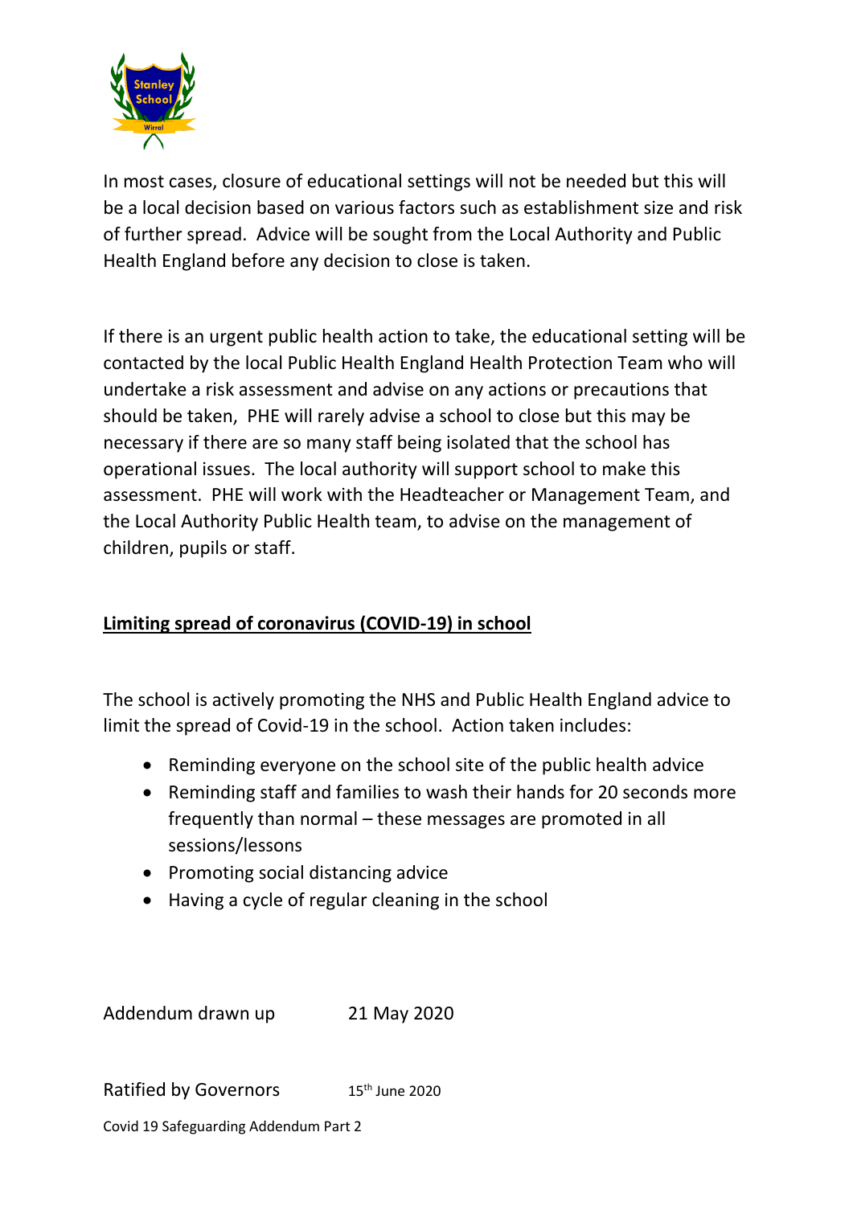In most cases, closure of educational settings will not be needed but this will be a local decision based on various factors such as establishment size and risk of further spread. Advice will be sought from the Local Authority and Public Health England before any decision to close is taken.

If there is an urgent public health action to take, the educational setting will be contacted by the local Public Health England Health Protection Team who will undertake a risk assessment and advise on any actions or precautions that should be taken, PHE will rarely advise a school to close but this may be necessary if there are so many staff being isolated that the school has operational issues. The local authority will support school to make this assessment. PHE will work with the Headteacher or Management Team, and the Local Authority Public Health team, to advise on the management of children, pupils or staff.

**Limiting spread of coronavirus (COVID-19) in school**

The school is actively promoting the NHS and Public Health England advice to limit the spread of Covid-19 in the school. Action taken includes:

- Reminding everyone on the school site of the public health advice
- Reminding staff and families to wash their hands for 20 seconds more frequently than normal – these messages are promoted in all sessions/lessons
- Promoting social distancing advice
- Having a cycle of regular cleaning in the school

Addendum drawn up 21 May 2020

Ratified by Governors 15th June 2020

Covid 19 Safeguarding Addendum Part 2